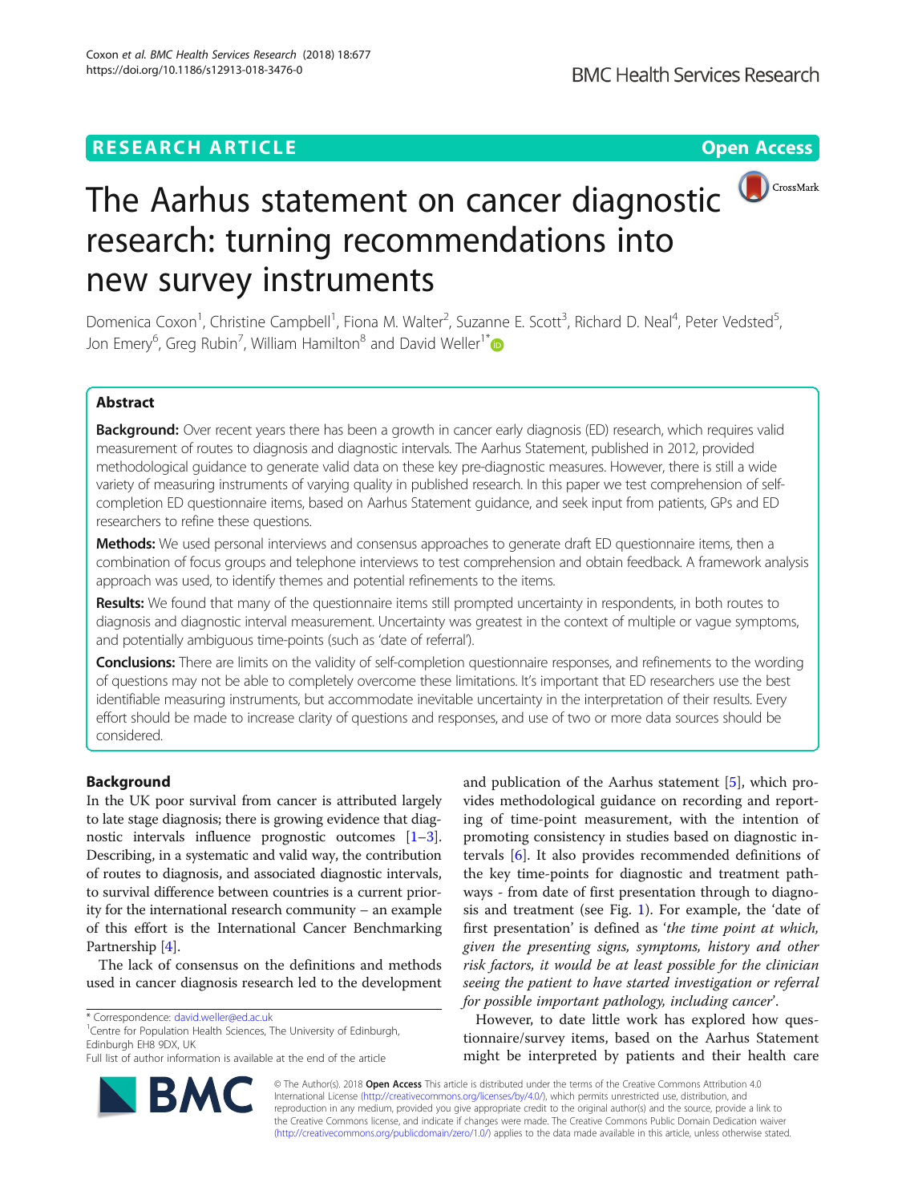RESEARCH ARTICLE

Open Access

# The Aarhus statement on cancer diagnostic research: turning recommendations into new survey instruments

Domenica Coxon[1], Christine Campbell[1], Fiona M. Walter[2], Suzanne E. Scott[3], Richard D. Neal[4], Peter Vedsted[5], Jon Emery[6], Greg Rubin[7], William Hamilton[8] and David Weller[1*]

## Abstract

**Background:** Over recent years there has been a growth in cancer early diagnosis (ED) research, which requires valid measurement of routes to diagnosis and diagnostic intervals. The Aarhus Statement, published in 2012, provided methodological guidance to generate valid data on these key pre-diagnostic measures. However, there is still a wide variety of measuring instruments of varying quality in published research. In this paper we test comprehension of self-completion ED questionnaire items, based on Aarhus Statement guidance, and seek input from patients, GPs and ED researchers to refine these questions.

**Methods:** We used personal interviews and consensus approaches to generate draft ED questionnaire items, then a combination of focus groups and telephone interviews to test comprehension and obtain feedback. A framework analysis approach was used, to identify themes and potential refinements to the items.

**Results:** We found that many of the questionnaire items still prompted uncertainty in respondents, in both routes to diagnosis and diagnostic interval measurement. Uncertainty was greatest in the context of multiple or vague symptoms, and potentially ambiguous time-points (such as 'date of referral').

**Conclusions:** There are limits on the validity of self-completion questionnaire responses, and refinements to the wording of questions may not be able to completely overcome these limitations. It's important that ED researchers use the best identifiable measuring instruments, but accommodate inevitable uncertainty in the interpretation of their results. Every effort should be made to increase clarity of questions and responses, and use of two or more data sources should be considered.

## Background

In the UK poor survival from cancer is attributed largely to late stage diagnosis; there is growing evidence that diagnostic intervals influence prognostic outcomes [1–3]. Describing, in a systematic and valid way, the contribution of routes to diagnosis, and associated diagnostic intervals, to survival difference between countries is a current priority for the international research community – an example of this effort is the International Cancer Benchmarking Partnership [4].

The lack of consensus on the definitions and methods used in cancer diagnosis research led to the development and publication of the Aarhus statement [5], which provides methodological guidance on recording and reporting of time-point measurement, with the intention of promoting consistency in studies based on diagnostic intervals [6]. It also provides recommended definitions of the key time-points for diagnostic and treatment pathways - from date of first presentation through to diagnosis and treatment (see Fig. 1). For example, the 'date of first presentation' is defined as '*the time point at which, given the presenting signs, symptoms, history and other risk factors, it would be at least possible for the clinician seeing the patient to have started investigation or referral for possible important pathology, including cancer*'.

However, to date little work has explored how questionnaire/survey items, based on the Aarhus Statement might be interpreted by patients and their health care

* Correspondence: david.weller@ed.ac.uk
[1]Centre for Population Health Sciences, The University of Edinburgh, Edinburgh EH8 9DX, UK
Full list of author information is available at the end of the article

© The Author(s). 2018 **Open Access** This article is distributed under the terms of the Creative Commons Attribution 4.0 International License (http://creativecommons.org/licenses/by/4.0/), which permits unrestricted use, distribution, and reproduction in any medium, provided you give appropriate credit to the original author(s) and the source, provide a link to the Creative Commons license, and indicate if changes were made. The Creative Commons Public Domain Dedication waiver (http://creativecommons.org/publicdomain/zero/1.0/) applies to the data made available in this article, unless otherwise stated.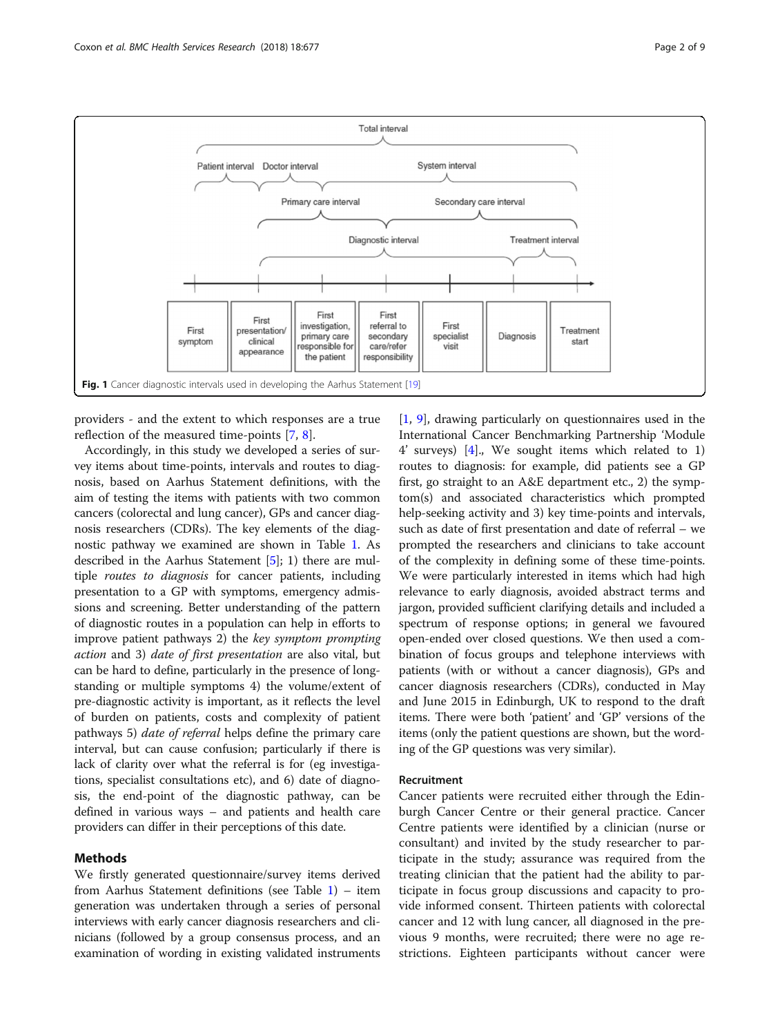Fig. 1 Cancer diagnostic intervals used in developing the Aarhus Statement [19]

providers - and the extent to which responses are a true reflection of the measured time-points [7, 8].

Accordingly, in this study we developed a series of survey items about time-points, intervals and routes to diagnosis, based on Aarhus Statement definitions, with the aim of testing the items with patients with two common cancers (colorectal and lung cancer), GPs and cancer diagnosis researchers (CDRs). The key elements of the diagnostic pathway we examined are shown in Table 1. As described in the Aarhus Statement [5]; 1) there are multiple *routes to diagnosis* for cancer patients, including presentation to a GP with symptoms, emergency admissions and screening. Better understanding of the pattern of diagnostic routes in a population can help in efforts to improve patient pathways 2) the *key symptom prompting action* and 3) *date of first presentation* are also vital, but can be hard to define, particularly in the presence of long-standing or multiple symptoms 4) the volume/extent of pre-diagnostic activity is important, as it reflects the level of burden on patients, costs and complexity of patient pathways 5) *date of referral* helps define the primary care interval, but can cause confusion; particularly if there is lack of clarity over what the referral is for (eg investigations, specialist consultations etc), and 6) date of diagnosis, the end-point of the diagnostic pathway, can be defined in various ways – and patients and health care providers can differ in their perceptions of this date.

## Methods

We firstly generated questionnaire/survey items derived from Aarhus Statement definitions (see Table 1) – item generation was undertaken through a series of personal interviews with early cancer diagnosis researchers and clinicians (followed by a group consensus process, and an examination of wording in existing validated instruments [1, 9], drawing particularly on questionnaires used in the International Cancer Benchmarking Partnership 'Module 4' surveys) [4]., We sought items which related to 1) routes to diagnosis: for example, did patients see a GP first, go straight to an A&E department etc., 2) the symptom(s) and associated characteristics which prompted help-seeking activity and 3) key time-points and intervals, such as date of first presentation and date of referral – we prompted the researchers and clinicians to take account of the complexity in defining some of these time-points. We were particularly interested in items which had high relevance to early diagnosis, avoided abstract terms and jargon, provided sufficient clarifying details and included a spectrum of response options; in general we favoured open-ended over closed questions. We then used a combination of focus groups and telephone interviews with patients (with or without a cancer diagnosis), GPs and cancer diagnosis researchers (CDRs), conducted in May and June 2015 in Edinburgh, UK to respond to the draft items. There were both 'patient' and 'GP' versions of the items (only the patient questions are shown, but the wording of the GP questions was very similar).

### Recruitment

Cancer patients were recruited either through the Edinburgh Cancer Centre or their general practice. Cancer Centre patients were identified by a clinician (nurse or consultant) and invited by the study researcher to participate in the study; assurance was required from the treating clinician that the patient had the ability to participate in focus group discussions and capacity to provide informed consent. Thirteen patients with colorectal cancer and 12 with lung cancer, all diagnosed in the previous 9 months, were recruited; there were no age restrictions. Eighteen participants without cancer were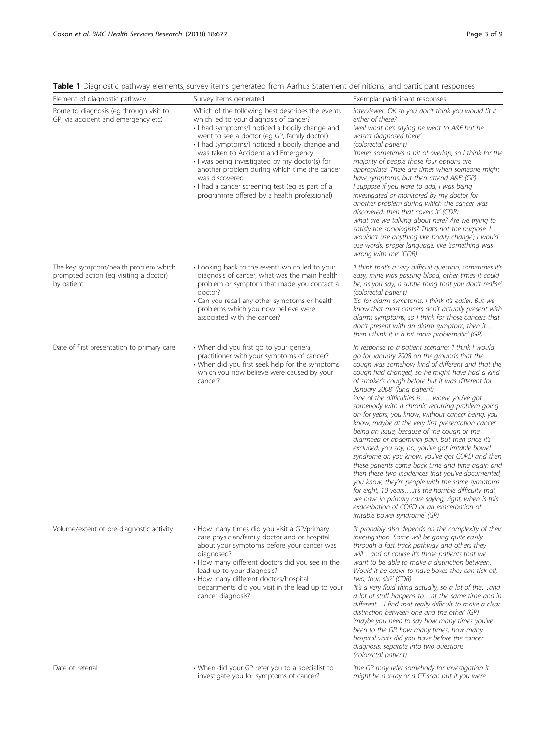**Table 1** Diagnostic pathway elements, survey items generated from Aarhus Statement definitions, and participant responses

| Element of diagnostic pathway | Survey items generated | Exemplar participant responses |
| --- | --- | --- |
| Route to diagnosis (eg through visit to GP, via accident and emergency etc) | Which of the following best describes the events which led to your diagnosis of cancer?<br>• I had symptoms/I noticed a bodily change and went to see a doctor (eg GP, family doctor)<br>• I had symptoms/I noticed a bodily change and was taken to Accident and Emergency<br>• I was being investigated by my doctor(s) for another problem during which time the cancer was discovered<br>• I had a cancer screening test (eg as part of a programme offered by a health professional) | *interviewer: OK so you don't think you would fit it either of these?*<br>*'well what he's saying he went to A&E but he wasn't diagnosed there'*<br>*(colorectal patient)*<br>*'there's sometimes a bit of overlap, so I think for the majority of people those four options are appropriate. There are times when someone might have symptoms, but then attend A&E' (GP)*<br>*I suppose if you were to add, I was being investigated or monitored by my doctor for another problem during which the cancer was discovered, then that covers it' (CDR)*<br>*what are we talking about here? Are we trying to satisfy the sociologists? That's not the purpose. I wouldn't use anything like 'bodily change'; I would use words, proper language, like 'something was wrong with me' (CDR)* |
| The key symptom/health problem which prompted action (eg visiting a doctor) by patient | • Looking back to the events which led to your diagnosis of cancer, what was the main health problem or symptom that made you contact a doctor?<br>• Can you recall any other symptoms or health problems which you now believe were associated with the cancer? | *'I think that's a very difficult question, sometimes it's easy, mine was passing blood, other times it could be, as you say, a subtle thing that you don't realise' (colorectal patient)*<br>*'So for alarm symptoms, I think it's easier. But we know that most cancers don't actually present with alarms symptoms, so I think for those cancers that don't present with an alarm symptom, then it… then I think it is a bit more problematic' (GP)* |
| Date of first presentation to primary care | • When did you first go to your general practitioner with your symptoms of cancer?<br>• When did you first seek help for the symptoms which you now believe were caused by your cancer? | *In response to a patient scenario: 'I think I would go for January 2008 on the grounds that the cough was somehow kind of different and that the cough had changed, so he might have had a kind of smoker's cough before but it was different for January 2008' (lung patient)*<br>*'one of the difficulties is….. where you've got somebody with a chronic recurring problem going on for years, you know, without cancer being, you know, maybe at the very first presentation cancer being an issue, because of the cough or the diarrhoea or abdominal pain, but then once it's excluded, you say, no, you've got irritable bowel syndrome or, you know, you've got COPD and then these patients come back time and time again and then these two incidences that you've documented, you know, they're people with the same symptoms for eight, 10 years….it's the horrible difficulty that we have in primary care saying, right, when is this exacerbation of COPD or an exacerbation of irritable bowel syndrome' (GP)* |
| Volume/extent of pre-diagnostic activity | • How many times did you visit a GP/primary care physician/family doctor and or hospital about your symptoms before your cancer was diagnosed?<br>• How many different doctors did you see in the lead up to your diagnosis?<br>• How many different doctors/hospital departments did you visit in the lead up to your cancer diagnosis? | *'it probably also depends on the complexity of their investigation. Some will be going quite easily through a fast track pathway and others they will…and of course it's those patients that we want to be able to make a distinction between. Would it be easier to have boxes they can tick off, two, four, six?' (CDR)*<br>*'It's a very fluid thing actually, so a lot of the…and a lot of stuff happens to…at the same time and in different…I find that really difficult to make a clear distinction between one and the other' (GP)*<br>*'maybe you need to say how many times you've been to the GP, how many times, how many hospital visits did you have before the cancer diagnosis, separate into two questions (colorectal patient)* |
| Date of referral | • When did your GP refer you to a specialist to investigate you for symptoms of cancer? | *'the GP may refer somebody for investigation it might be a x-ray or a CT scan but if you were* |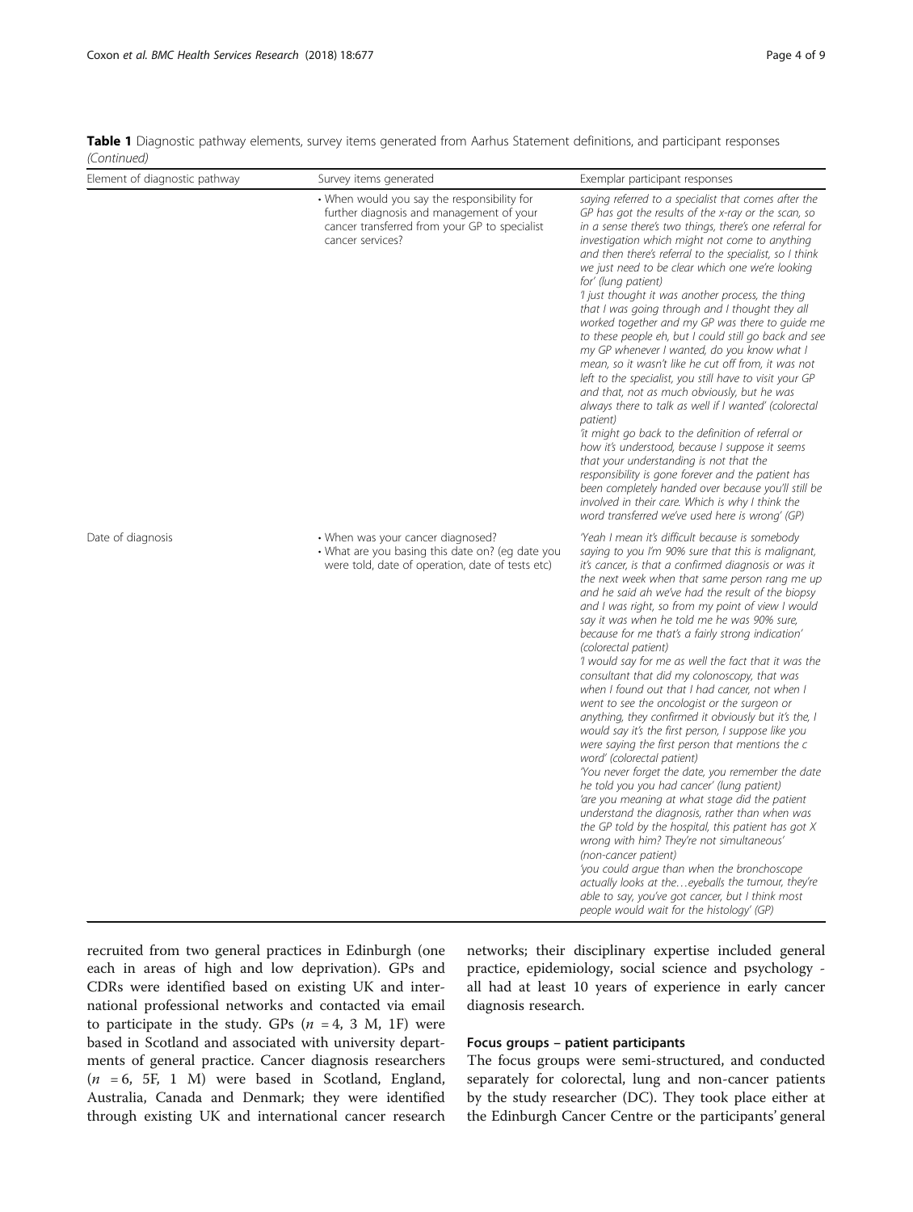**Table 1** Diagnostic pathway elements, survey items generated from Aarhus Statement definitions, and participant responses *(Continued)*

| Element of diagnostic pathway | Survey items generated | Exemplar participant responses |
| --- | --- | --- |
| | • When would you say the responsibility for further diagnosis and management of your cancer transferred from your GP to specialist cancer services? | *saying referred to a specialist that comes after the GP has got the results of the x-ray or the scan, so in a sense there's two things, there's one referral for investigation which might not come to anything and then there's referral to the specialist, so I think we just need to be clear which one we're looking for' (lung patient)* <br> *'I just thought it was another process, the thing that I was going through and I thought they all worked together and my GP was there to guide me to these people eh, but I could still go back and see my GP whenever I wanted, do you know what I mean, so it wasn't like he cut off from, it was not left to the specialist, you still have to visit your GP and that, not as much obviously, but he was always there to talk as well if I wanted' (colorectal patient)* <br> *'it might go back to the definition of referral or how it's understood, because I suppose it seems that your understanding is not that the responsibility is gone forever and the patient has been completely handed over because you'll still be involved in their care. Which is why I think the word transferred we've used here is wrong' (GP)* |
| Date of diagnosis | • When was your cancer diagnosed? <br> • What are you basing this date on? (eg date you were told, date of operation, date of tests etc) | *'Yeah I mean it's difficult because is somebody saying to you I'm 90% sure that this is malignant, it's cancer, is that a confirmed diagnosis or was it the next week when that same person rang me up and he said ah we've had the result of the biopsy and I was right, so from my point of view I would say it was when he told me he was 90% sure, because for me that's a fairly strong indication' (colorectal patient)* <br> *'I would say for me as well the fact that it was the consultant that did my colonoscopy, that was when I found out that I had cancer, not when I went to see the oncologist or the surgeon or anything, they confirmed it obviously but it's the, I would say it's the first person, I suppose like you were saying the first person that mentions the c word' (colorectal patient)* <br> *'You never forget the date, you remember the date he told you you had cancer' (lung patient)* <br> *'are you meaning at what stage did the patient understand the diagnosis, rather than when was the GP told by the hospital, this patient has got X wrong with him? They're not simultaneous' (non-cancer patient)* <br> *'you could argue than when the bronchoscope actually looks at the…eyeballs the tumour, they're able to say, you've got cancer, but I think most people would wait for the histology' (GP)* |

recruited from two general practices in Edinburgh (one each in areas of high and low deprivation). GPs and CDRs were identified based on existing UK and international professional networks and contacted via email to participate in the study. GPs ($n$ = 4, 3 M, 1F) were based in Scotland and associated with university departments of general practice. Cancer diagnosis researchers ($n$ = 6, 5F, 1 M) were based in Scotland, England, Australia, Canada and Denmark; they were identified through existing UK and international cancer research networks; their disciplinary expertise included general practice, epidemiology, social science and psychology - all had at least 10 years of experience in early cancer diagnosis research.

#### Focus groups – patient participants

The focus groups were semi-structured, and conducted separately for colorectal, lung and non-cancer patients by the study researcher (DC). They took place either at the Edinburgh Cancer Centre or the participants' general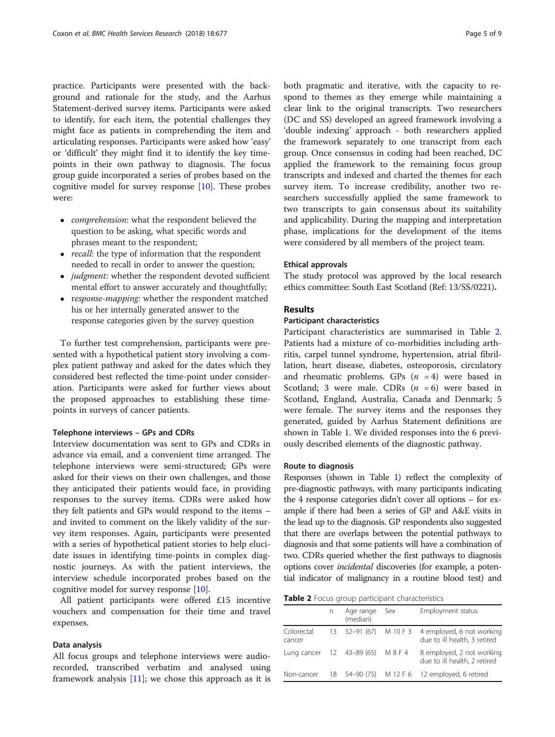practice. Participants were presented with the background and rationale for the study, and the Aarhus Statement-derived survey items. Participants were asked to identify, for each item, the potential challenges they might face as patients in comprehending the item and articulating responses. Participants were asked how 'easy' or 'difficult' they might find it to identify the key time-points in their own pathway to diagnosis. The focus group guide incorporated a series of probes based on the cognitive model for survey response [10]. These probes were:

- *comprehension*: what the respondent believed the question to be asking, what specific words and phrases meant to the respondent;
- *recall*: the type of information that the respondent needed to recall in order to answer the question;
- *judgment:* whether the respondent devoted sufficient mental effort to answer accurately and thoughtfully;
- r*esponse-mapping:* whether the respondent matched his or her internally generated answer to the response categories given by the survey question

To further test comprehension, participants were presented with a hypothetical patient story involving a complex patient pathway and asked for the dates which they considered best reflected the time-point under consideration. Participants were asked for further views about the proposed approaches to establishing these time-points in surveys of cancer patients.

### Telephone interviews – GPs and CDRs

Interview documentation was sent to GPs and CDRs in advance via email, and a convenient time arranged. The telephone interviews were semi-structured; GPs were asked for their views on their own challenges, and those they anticipated their patients would face, in providing responses to the survey items. CDRs were asked how they felt patients and GPs would respond to the items – and invited to comment on the likely validity of the survey item responses. Again, participants were presented with a series of hypothetical patient stories to help elucidate issues in identifying time-points in complex diagnostic journeys. As with the patient interviews, the interview schedule incorporated probes based on the cognitive model for survey response [10].

All patient participants were offered £15 incentive vouchers and compensation for their time and travel expenses.

### Data analysis

All focus groups and telephone interviews were audio-recorded, transcribed verbatim and analysed using framework analysis [11]; we chose this approach as it is both pragmatic and iterative, with the capacity to respond to themes as they emerge while maintaining a clear link to the original transcripts. Two researchers (DC and SS) developed an agreed framework involving a 'double indexing' approach - both researchers applied the framework separately to one transcript from each group. Once consensus in coding had been reached, DC applied the framework to the remaining focus group transcripts and indexed and charted the themes for each survey item. To increase credibility, another two researchers successfully applied the same framework to two transcripts to gain consensus about its suitability and applicability. During the mapping and interpretation phase, implications for the development of the items were considered by all members of the project team.

### Ethical approvals

The study protocol was approved by the local research ethics committee: South East Scotland (Ref: 13/SS/0221).

## Results

### Participant characteristics

Participant characteristics are summarised in Table 2. Patients had a mixture of co-morbidities including arthritis, carpel tunnel syndrome, hypertension, atrial fibrillation, heart disease, diabetes, osteoporosis, circulatory and rheumatic problems. GPs ($n$ = 4) were based in Scotland; 3 were male. CDRs ($n$ = 6) were based in Scotland, England, Australia, Canada and Denmark; 5 were female. The survey items and the responses they generated, guided by Aarhus Statement definitions are shown in Table 1. We divided responses into the 6 previously described elements of the diagnostic pathway.

### Route to diagnosis

Responses (shown in Table 1) reflect the complexity of pre-diagnostic pathways, with many participants indicating the 4 response categories didn't cover all options – for example if there had been a series of GP and A&E visits in the lead up to the diagnosis. GP respondents also suggested that there are overlaps between the potential pathways to diagnosis and that some patients will have a combination of two. CDRs queried whether the first pathways to diagnosis options cover *incidental* discoveries (for example, a potential indicator of malignancy in a routine blood test) and

**Table 2** Focus group participant characteristics

| | n | Age range (median) | Sex | Employment status |
|---|---|---|---|---|
| Colorectal cancer | 13 | 52–91 (67) | M 10 F 3 | 4 employed, 6 not working due to ill health, 3 retired |
| Lung cancer | 12 | 43–89 (65) | M 8 F 4 | 8 employed, 2 not working due to ill health, 2 retired |
| Non-cancer | 18 | 54–90 (75) | M 12 F 6 | 12 employed, 6 retired |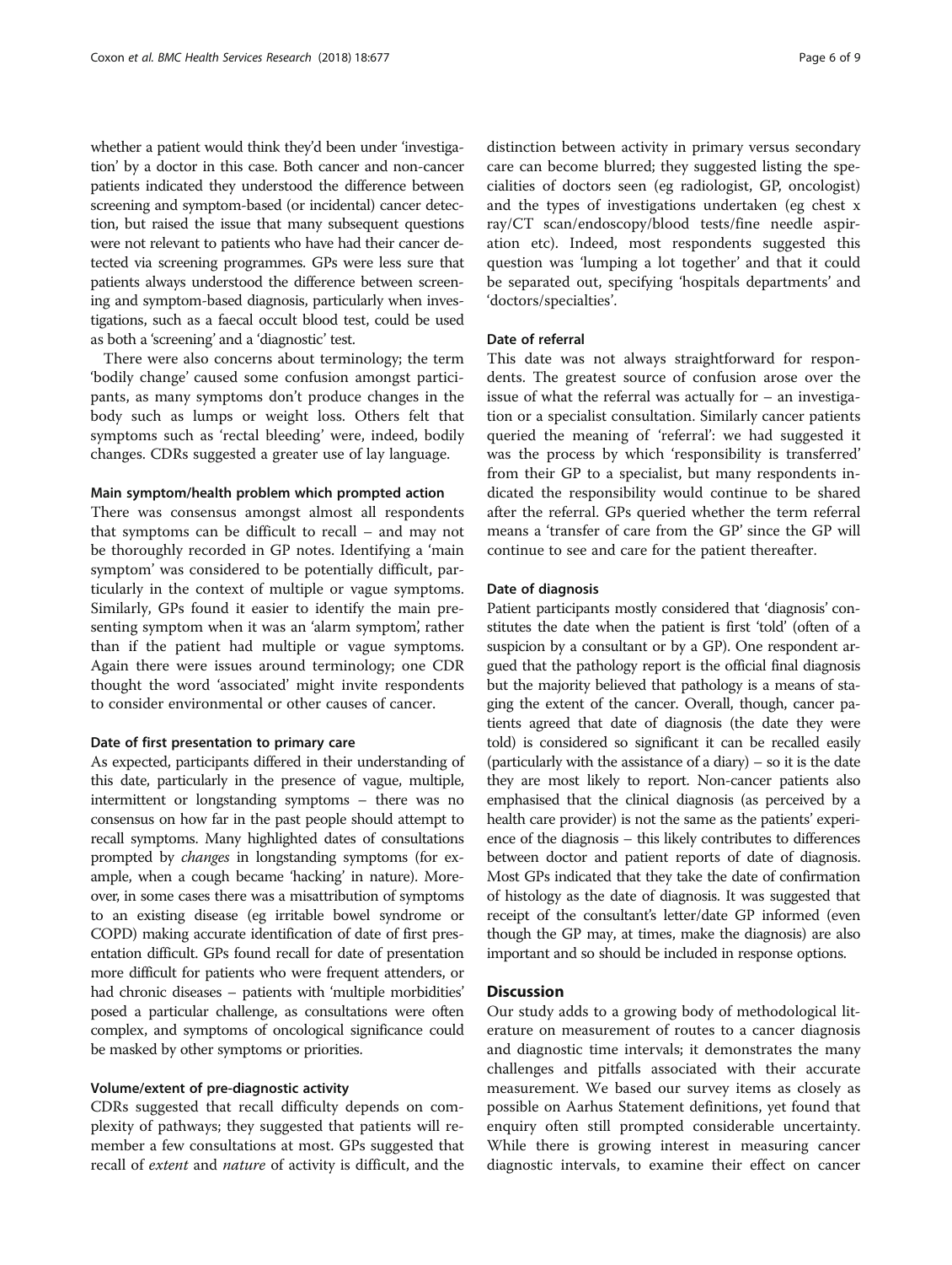whether a patient would think they'd been under 'investigation' by a doctor in this case. Both cancer and non-cancer patients indicated they understood the difference between screening and symptom-based (or incidental) cancer detection, but raised the issue that many subsequent questions were not relevant to patients who have had their cancer detected via screening programmes. GPs were less sure that patients always understood the difference between screening and symptom-based diagnosis, particularly when investigations, such as a faecal occult blood test, could be used as both a 'screening' and a 'diagnostic' test.

There were also concerns about terminology; the term 'bodily change' caused some confusion amongst participants, as many symptoms don't produce changes in the body such as lumps or weight loss. Others felt that symptoms such as 'rectal bleeding' were, indeed, bodily changes. CDRs suggested a greater use of lay language.

#### Main symptom/health problem which prompted action

There was consensus amongst almost all respondents that symptoms can be difficult to recall – and may not be thoroughly recorded in GP notes. Identifying a 'main symptom' was considered to be potentially difficult, particularly in the context of multiple or vague symptoms. Similarly, GPs found it easier to identify the main presenting symptom when it was an 'alarm symptom', rather than if the patient had multiple or vague symptoms. Again there were issues around terminology; one CDR thought the word 'associated' might invite respondents to consider environmental or other causes of cancer.

#### Date of first presentation to primary care

As expected, participants differed in their understanding of this date, particularly in the presence of vague, multiple, intermittent or longstanding symptoms – there was no consensus on how far in the past people should attempt to recall symptoms. Many highlighted dates of consultations prompted by *changes* in longstanding symptoms (for example, when a cough became 'hacking' in nature). Moreover, in some cases there was a misattribution of symptoms to an existing disease (eg irritable bowel syndrome or COPD) making accurate identification of date of first presentation difficult. GPs found recall for date of presentation more difficult for patients who were frequent attenders, or had chronic diseases – patients with 'multiple morbidities' posed a particular challenge, as consultations were often complex, and symptoms of oncological significance could be masked by other symptoms or priorities.

#### Volume/extent of pre-diagnostic activity

CDRs suggested that recall difficulty depends on complexity of pathways; they suggested that patients will remember a few consultations at most. GPs suggested that recall of *extent* and *nature* of activity is difficult, and the distinction between activity in primary versus secondary care can become blurred; they suggested listing the specialities of doctors seen (eg radiologist, GP, oncologist) and the types of investigations undertaken (eg chest x ray/CT scan/endoscopy/blood tests/fine needle aspiration etc). Indeed, most respondents suggested this question was 'lumping a lot together' and that it could be separated out, specifying 'hospitals departments' and 'doctors/specialties'.

#### Date of referral

This date was not always straightforward for respondents. The greatest source of confusion arose over the issue of what the referral was actually for – an investigation or a specialist consultation. Similarly cancer patients queried the meaning of 'referral': we had suggested it was the process by which 'responsibility is transferred' from their GP to a specialist, but many respondents indicated the responsibility would continue to be shared after the referral. GPs queried whether the term referral means a 'transfer of care from the GP' since the GP will continue to see and care for the patient thereafter.

#### Date of diagnosis

Patient participants mostly considered that 'diagnosis' constitutes the date when the patient is first 'told' (often of a suspicion by a consultant or by a GP). One respondent argued that the pathology report is the official final diagnosis but the majority believed that pathology is a means of staging the extent of the cancer. Overall, though, cancer patients agreed that date of diagnosis (the date they were told) is considered so significant it can be recalled easily (particularly with the assistance of a diary) – so it is the date they are most likely to report. Non-cancer patients also emphasised that the clinical diagnosis (as perceived by a health care provider) is not the same as the patients' experience of the diagnosis – this likely contributes to differences between doctor and patient reports of date of diagnosis. Most GPs indicated that they take the date of confirmation of histology as the date of diagnosis. It was suggested that receipt of the consultant's letter/date GP informed (even though the GP may, at times, make the diagnosis) are also important and so should be included in response options.

## Discussion

Our study adds to a growing body of methodological literature on measurement of routes to a cancer diagnosis and diagnostic time intervals; it demonstrates the many challenges and pitfalls associated with their accurate measurement. We based our survey items as closely as possible on Aarhus Statement definitions, yet found that enquiry often still prompted considerable uncertainty. While there is growing interest in measuring cancer diagnostic intervals, to examine their effect on cancer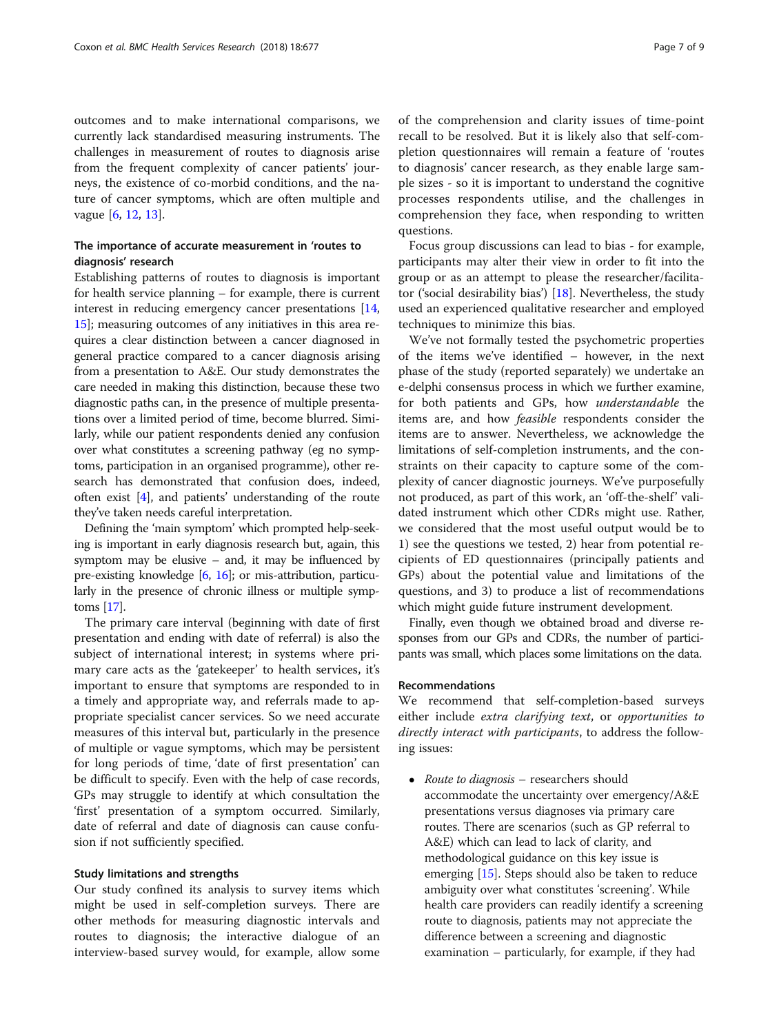outcomes and to make international comparisons, we currently lack standardised measuring instruments. The challenges in measurement of routes to diagnosis arise from the frequent complexity of cancer patients' journeys, the existence of co-morbid conditions, and the nature of cancer symptoms, which are often multiple and vague [6, 12, 13].

### The importance of accurate measurement in 'routes to diagnosis' research

Establishing patterns of routes to diagnosis is important for health service planning – for example, there is current interest in reducing emergency cancer presentations [14, 15]; measuring outcomes of any initiatives in this area requires a clear distinction between a cancer diagnosed in general practice compared to a cancer diagnosis arising from a presentation to A&E. Our study demonstrates the care needed in making this distinction, because these two diagnostic paths can, in the presence of multiple presentations over a limited period of time, become blurred. Similarly, while our patient respondents denied any confusion over what constitutes a screening pathway (eg no symptoms, participation in an organised programme), other research has demonstrated that confusion does, indeed, often exist [4], and patients' understanding of the route they've taken needs careful interpretation.

Defining the 'main symptom' which prompted help-seeking is important in early diagnosis research but, again, this symptom may be elusive – and, it may be influenced by pre-existing knowledge [6, 16]; or mis-attribution, particularly in the presence of chronic illness or multiple symptoms [17].

The primary care interval (beginning with date of first presentation and ending with date of referral) is also the subject of international interest; in systems where primary care acts as the 'gatekeeper' to health services, it's important to ensure that symptoms are responded to in a timely and appropriate way, and referrals made to appropriate specialist cancer services. So we need accurate measures of this interval but, particularly in the presence of multiple or vague symptoms, which may be persistent for long periods of time, 'date of first presentation' can be difficult to specify. Even with the help of case records, GPs may struggle to identify at which consultation the 'first' presentation of a symptom occurred. Similarly, date of referral and date of diagnosis can cause confusion if not sufficiently specified.

### Study limitations and strengths

Our study confined its analysis to survey items which might be used in self-completion surveys. There are other methods for measuring diagnostic intervals and routes to diagnosis; the interactive dialogue of an interview-based survey would, for example, allow some of the comprehension and clarity issues of time-point recall to be resolved. But it is likely also that self-completion questionnaires will remain a feature of 'routes to diagnosis' cancer research, as they enable large sample sizes - so it is important to understand the cognitive processes respondents utilise, and the challenges in comprehension they face, when responding to written questions.

Focus group discussions can lead to bias - for example, participants may alter their view in order to fit into the group or as an attempt to please the researcher/facilitator ('social desirability bias') [18]. Nevertheless, the study used an experienced qualitative researcher and employed techniques to minimize this bias.

We've not formally tested the psychometric properties of the items we've identified – however, in the next phase of the study (reported separately) we undertake an e-delphi consensus process in which we further examine, for both patients and GPs, how *understandable* the items are, and how *feasible* respondents consider the items are to answer. Nevertheless, we acknowledge the limitations of self-completion instruments, and the constraints on their capacity to capture some of the complexity of cancer diagnostic journeys. We've purposefully not produced, as part of this work, an 'off-the-shelf' validated instrument which other CDRs might use. Rather, we considered that the most useful output would be to 1) see the questions we tested, 2) hear from potential recipients of ED questionnaires (principally patients and GPs) about the potential value and limitations of the questions, and 3) to produce a list of recommendations which might guide future instrument development.

Finally, even though we obtained broad and diverse responses from our GPs and CDRs, the number of participants was small, which places some limitations on the data.

### Recommendations

We recommend that self-completion-based surveys either include *extra clarifying text*, or *opportunities to directly interact with participants*, to address the following issues:

- *Route to diagnosis* – researchers should accommodate the uncertainty over emergency/A&E presentations versus diagnoses via primary care routes. There are scenarios (such as GP referral to A&E) which can lead to lack of clarity, and methodological guidance on this key issue is emerging [15]. Steps should also be taken to reduce ambiguity over what constitutes 'screening'. While health care providers can readily identify a screening route to diagnosis, patients may not appreciate the difference between a screening and diagnostic examination – particularly, for example, if they had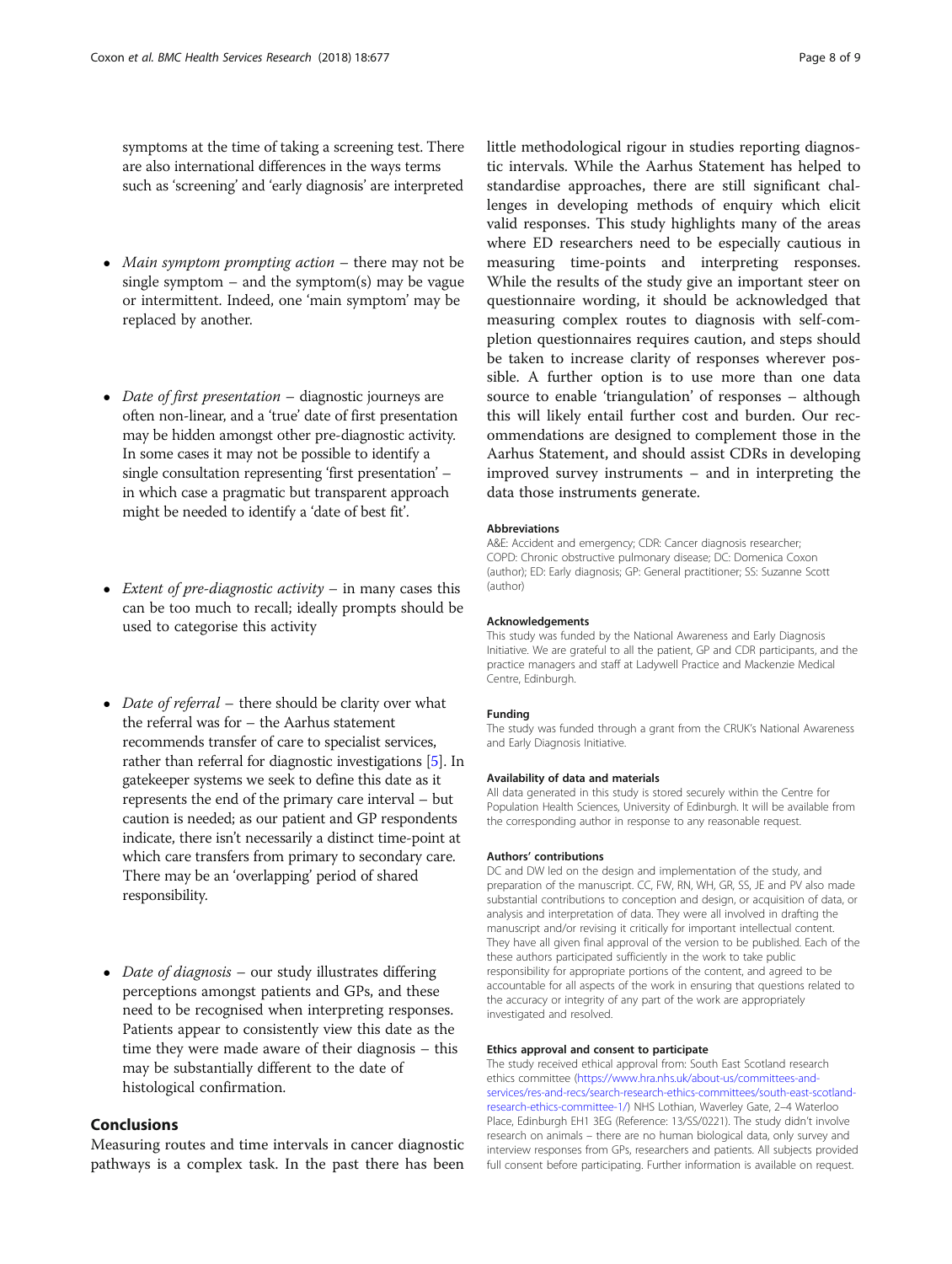symptoms at the time of taking a screening test. There are also international differences in the ways terms such as 'screening' and 'early diagnosis' are interpreted

- *Main symptom prompting action* – there may not be single symptom – and the symptom(s) may be vague or intermittent. Indeed, one 'main symptom' may be replaced by another.
- *Date of first presentation* – diagnostic journeys are often non-linear, and a 'true' date of first presentation may be hidden amongst other pre-diagnostic activity. In some cases it may not be possible to identify a single consultation representing 'first presentation' – in which case a pragmatic but transparent approach might be needed to identify a 'date of best fit'.
- *Extent of pre-diagnostic activity* – in many cases this can be too much to recall; ideally prompts should be used to categorise this activity
- *Date of referral* – there should be clarity over what the referral was for – the Aarhus statement recommends transfer of care to specialist services, rather than referral for diagnostic investigations [5]. In gatekeeper systems we seek to define this date as it represents the end of the primary care interval – but caution is needed; as our patient and GP respondents indicate, there isn't necessarily a distinct time-point at which care transfers from primary to secondary care. There may be an 'overlapping' period of shared responsibility.
- *Date of diagnosis* – our study illustrates differing perceptions amongst patients and GPs, and these need to be recognised when interpreting responses. Patients appear to consistently view this date as the time they were made aware of their diagnosis – this may be substantially different to the date of histological confirmation.

## Conclusions

Measuring routes and time intervals in cancer diagnostic pathways is a complex task. In the past there has been little methodological rigour in studies reporting diagnostic intervals. While the Aarhus Statement has helped to standardise approaches, there are still significant challenges in developing methods of enquiry which elicit valid responses. This study highlights many of the areas where ED researchers need to be especially cautious in measuring time-points and interpreting responses. While the results of the study give an important steer on questionnaire wording, it should be acknowledged that measuring complex routes to diagnosis with self-completion questionnaires requires caution, and steps should be taken to increase clarity of responses wherever possible. A further option is to use more than one data source to enable 'triangulation' of responses – although this will likely entail further cost and burden. Our recommendations are designed to complement those in the Aarhus Statement, and should assist CDRs in developing improved survey instruments – and in interpreting the data those instruments generate.

### Abbreviations

A&E: Accident and emergency; CDR: Cancer diagnosis researcher; COPD: Chronic obstructive pulmonary disease; DC: Domenica Coxon (author); ED: Early diagnosis; GP: General practitioner; SS: Suzanne Scott (author)

### Acknowledgements

This study was funded by the National Awareness and Early Diagnosis Initiative. We are grateful to all the patient, GP and CDR participants, and the practice managers and staff at Ladywell Practice and Mackenzie Medical Centre, Edinburgh.

### Funding

The study was funded through a grant from the CRUK's National Awareness and Early Diagnosis Initiative.

### Availability of data and materials

All data generated in this study is stored securely within the Centre for Population Health Sciences, University of Edinburgh. It will be available from the corresponding author in response to any reasonable request.

### Authors' contributions

DC and DW led on the design and implementation of the study, and preparation of the manuscript. CC, FW, RN, WH, GR, SS, JE and PV also made substantial contributions to conception and design, or acquisition of data, or analysis and interpretation of data. They were all involved in drafting the manuscript and/or revising it critically for important intellectual content. They have all given final approval of the version to be published. Each of the these authors participated sufficiently in the work to take public responsibility for appropriate portions of the content, and agreed to be accountable for all aspects of the work in ensuring that questions related to the accuracy or integrity of any part of the work are appropriately investigated and resolved.

### Ethics approval and consent to participate

The study received ethical approval from: South East Scotland research ethics committee (https://www.hra.nhs.uk/about-us/committees-and-services/res-and-recs/search-research-ethics-committees/south-east-scotland-research-ethics-committee-1/) NHS Lothian, Waverley Gate, 2–4 Waterloo Place, Edinburgh EH1 3EG (Reference: 13/SS/0221). The study didn't involve research on animals – there are no human biological data, only survey and interview responses from GPs, researchers and patients. All subjects provided full consent before participating. Further information is available on request.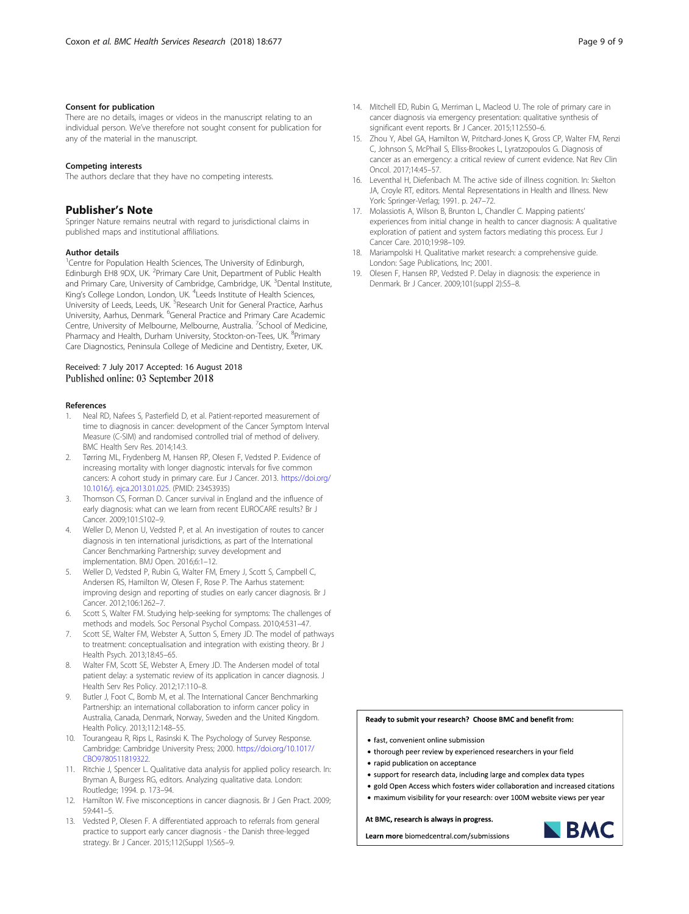#### Consent for publication

There are no details, images or videos in the manuscript relating to an individual person. We've therefore not sought consent for publication for any of the material in the manuscript.

#### Competing interests

The authors declare that they have no competing interests.

## Publisher's Note

Springer Nature remains neutral with regard to jurisdictional claims in published maps and institutional affiliations.

#### Author details

[1]Centre for Population Health Sciences, The University of Edinburgh, Edinburgh EH8 9DX, UK. [2]Primary Care Unit, Department of Public Health and Primary Care, University of Cambridge, Cambridge, UK. [3]Dental Institute, King's College London, London, UK. [4]Leeds Institute of Health Sciences, University of Leeds, Leeds, UK. [5]Research Unit for General Practice, Aarhus University, Aarhus, Denmark. [6]General Practice and Primary Care Academic Centre, University of Melbourne, Melbourne, Australia. [7]School of Medicine, Pharmacy and Health, Durham University, Stockton-on-Tees, UK. [8]Primary Care Diagnostics, Peninsula College of Medicine and Dentistry, Exeter, UK.

Received: 7 July 2017 Accepted: 16 August 2018
Published online: 03 September 2018

#### References

1. Neal RD, Nafees S, Pasterfield D, et al. Patient-reported measurement of time to diagnosis in cancer: development of the Cancer Symptom Interval Measure (C-SIM) and randomised controlled trial of method of delivery. BMC Health Serv Res. 2014;14:3.
2. Tørring ML, Frydenberg M, Hansen RP, Olesen F, Vedsted P. Evidence of increasing mortality with longer diagnostic intervals for five common cancers: A cohort study in primary care. Eur J Cancer. 2013. https://doi.org/10.1016/j. ejca.2013.01.025. (PMID: 23453935)
3. Thomson CS, Forman D. Cancer survival in England and the influence of early diagnosis: what can we learn from recent EUROCARE results? Br J Cancer. 2009;101:S102–9.
4. Weller D, Menon U, Vedsted P, et al. An investigation of routes to cancer diagnosis in ten international jurisdictions, as part of the International Cancer Benchmarking Partnership; survey development and implementation. BMJ Open. 2016;6:1–12.
5. Weller D, Vedsted P, Rubin G, Walter FM, Emery J, Scott S, Campbell C, Andersen RS, Hamilton W, Olesen F, Rose P. The Aarhus statement: improving design and reporting of studies on early cancer diagnosis. Br J Cancer. 2012;106:1262–7.
6. Scott S, Walter FM. Studying help-seeking for symptoms: The challenges of methods and models. Soc Personal Psychol Compass. 2010;4:531–47.
7. Scott SE, Walter FM, Webster A, Sutton S, Emery JD. The model of pathways to treatment: conceptualisation and integration with existing theory. Br J Health Psych. 2013;18:45–65.
8. Walter FM, Scott SE, Webster A, Emery JD. The Andersen model of total patient delay: a systematic review of its application in cancer diagnosis. J Health Serv Res Policy. 2012;17:110–8.
9. Butler J, Foot C, Bomb M, et al. The International Cancer Benchmarking Partnership: an international collaboration to inform cancer policy in Australia, Canada, Denmark, Norway, Sweden and the United Kingdom. Health Policy. 2013;112:148–55.
10. Tourangeau R, Rips L, Rasinski K. The Psychology of Survey Response. Cambridge: Cambridge University Press; 2000. https://doi.org/10.1017/CBO9780511819322.
11. Ritchie J, Spencer L. Qualitative data analysis for applied policy research. In: Bryman A, Burgess RG, editors. Analyzing qualitative data. London: Routledge; 1994. p. 173–94.
12. Hamilton W. Five misconceptions in cancer diagnosis. Br J Gen Pract. 2009; 59:441–5.
13. Vedsted P, Olesen F. A differentiated approach to referrals from general practice to support early cancer diagnosis - the Danish three-legged strategy. Br J Cancer. 2015;112(Suppl 1):S65–9.
14. Mitchell ED, Rubin G, Merriman L, Macleod U. The role of primary care in cancer diagnosis via emergency presentation: qualitative synthesis of significant event reports. Br J Cancer. 2015;112:S50–6.
15. Zhou Y, Abel GA, Hamilton W, Pritchard-Jones K, Gross CP, Walter FM, Renzi C, Johnson S, McPhail S, Elliss-Brookes L, Lyratzopoulos G. Diagnosis of cancer as an emergency: a critical review of current evidence. Nat Rev Clin Oncol. 2017;14:45–57.
16. Leventhal H, Diefenbach M. The active side of illness cognition. In: Skelton JA, Croyle RT, editors. Mental Representations in Health and Illness. New York: Springer-Verlag; 1991. p. 247–72.
17. Molassiotis A, Wilson B, Brunton L, Chandler C. Mapping patients' experiences from initial change in health to cancer diagnosis: A qualitative exploration of patient and system factors mediating this process. Eur J Cancer Care. 2010;19:98–109.
18. Mariampolski H. Qualitative market research: a comprehensive guide. London: Sage Publications, Inc; 2001.
19. Olesen F, Hansen RP, Vedsted P. Delay in diagnosis: the experience in Denmark. Br J Cancer. 2009;101(suppl 2):S5–8.

**Ready to submit your research? Choose BMC and benefit from:**

- fast, convenient online submission
- thorough peer review by experienced researchers in your field
- rapid publication on acceptance
- support for research data, including large and complex data types
- gold Open Access which fosters wider collaboration and increased citations
- maximum visibility for your research: over 100M website views per year

**At BMC, research is always in progress.**

**Learn more** biomedcentral.com/submissions

BMC